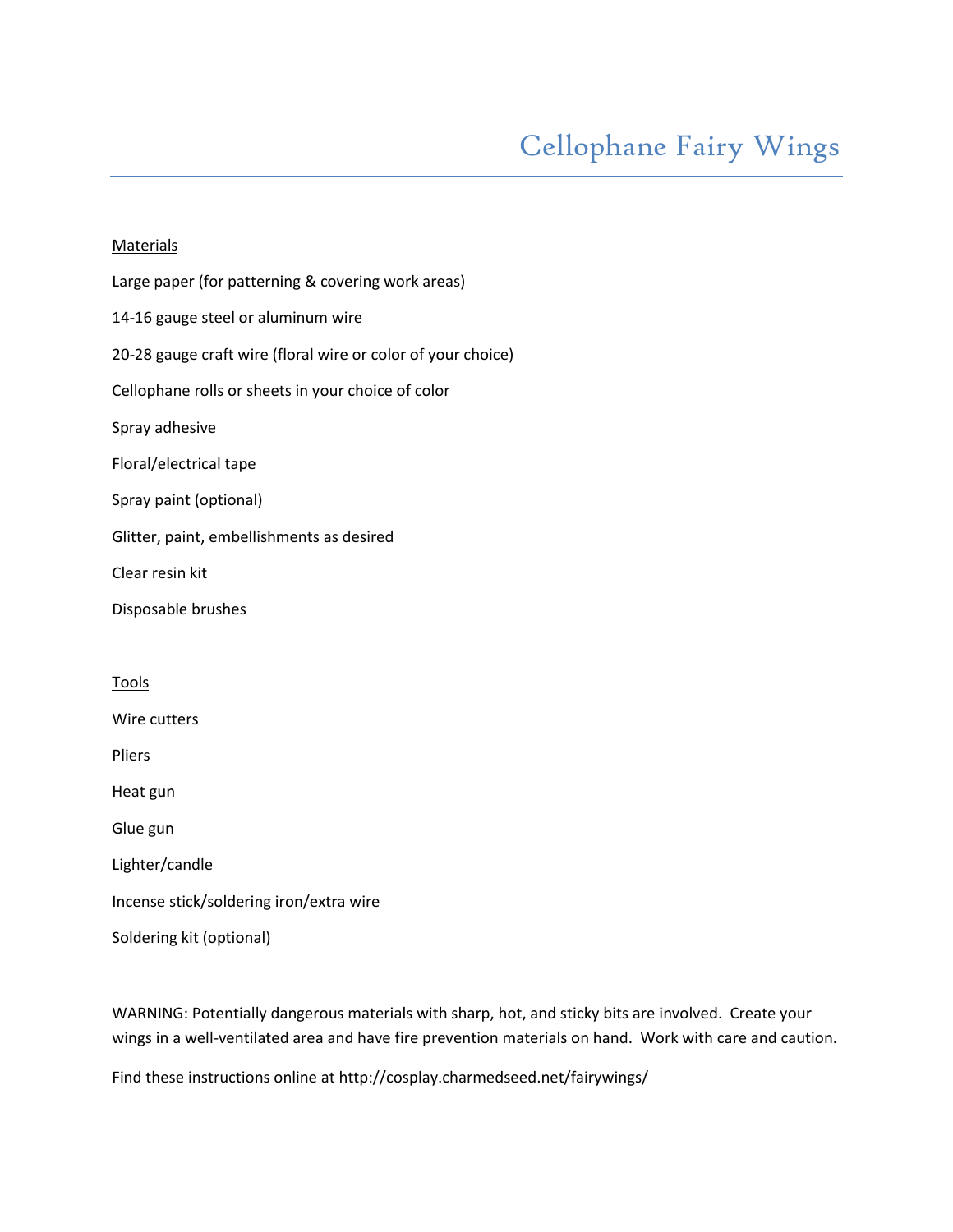# Cellophane Fairy Wings

Materials

Large paper (for patterning & covering work areas)

14-16 gauge steel or aluminum wire

20-28 gauge craft wire (floral wire or color of your choice)

Cellophane rolls or sheets in your choice of color

Spray adhesive

Floral/electrical tape

Spray paint (optional)

Glitter, paint, embellishments as desired

Clear resin kit

Disposable brushes

Tools

Wire cutters

Pliers

Heat gun

Glue gun

Lighter/candle

Incense stick/soldering iron/extra wire

Soldering kit (optional)

WARNING: Potentially dangerous materials with sharp, hot, and sticky bits are involved. Create your wings in a well-ventilated area and have fire prevention materials on hand. Work with care and caution.

Find these instructions online at http://cosplay.charmedseed.net/fairywings/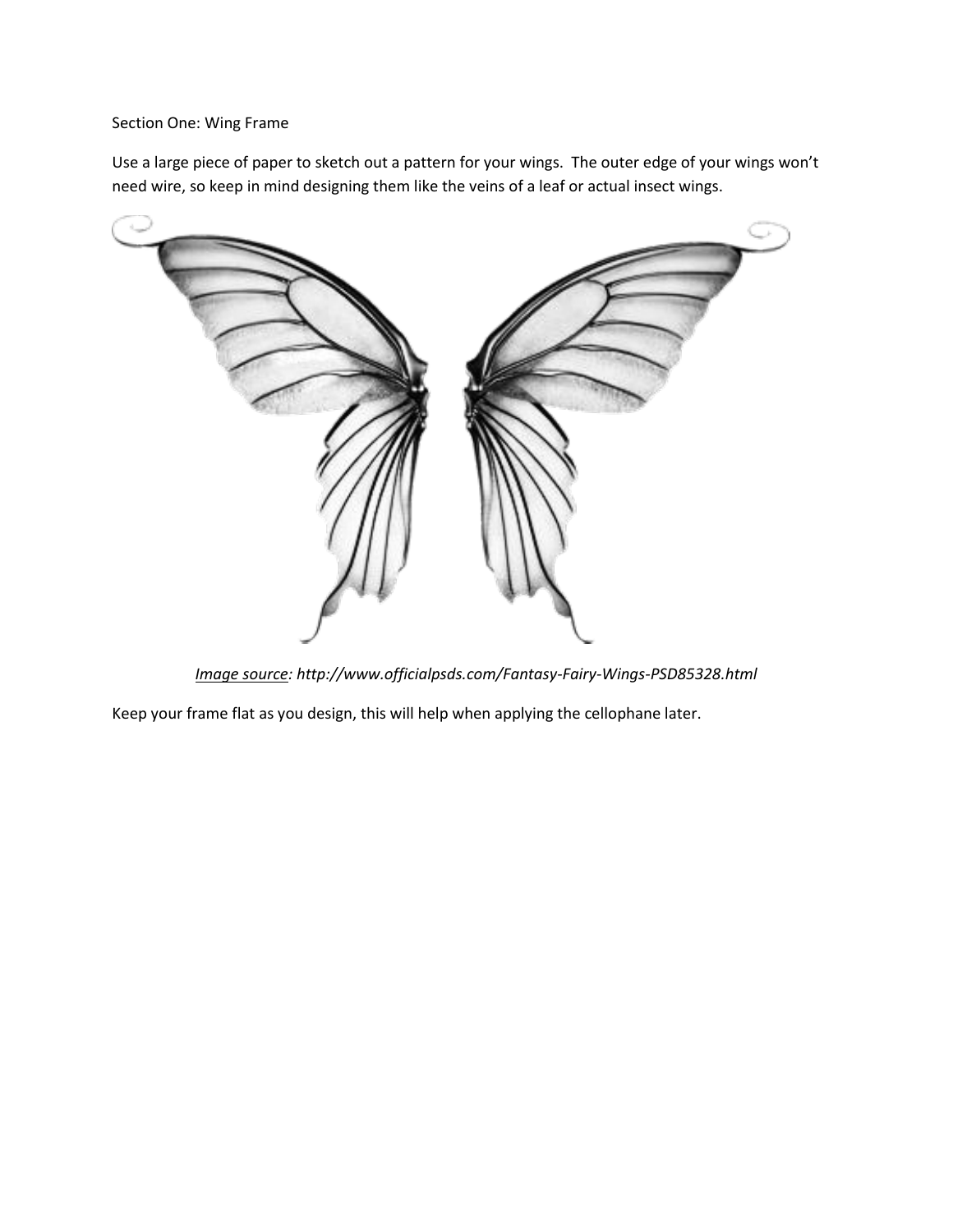Section One: Wing Frame

Use a large piece of paper to sketch out a pattern for your wings. The outer edge of your wings won't need wire, so keep in mind designing them like the veins of a leaf or actual insect wings.

*Image source: http://www.officialpsds.com/Fantasy-Fairy-Wings-PSD85328.html*

Keep your frame flat as you design, this will help when applying the cellophane later.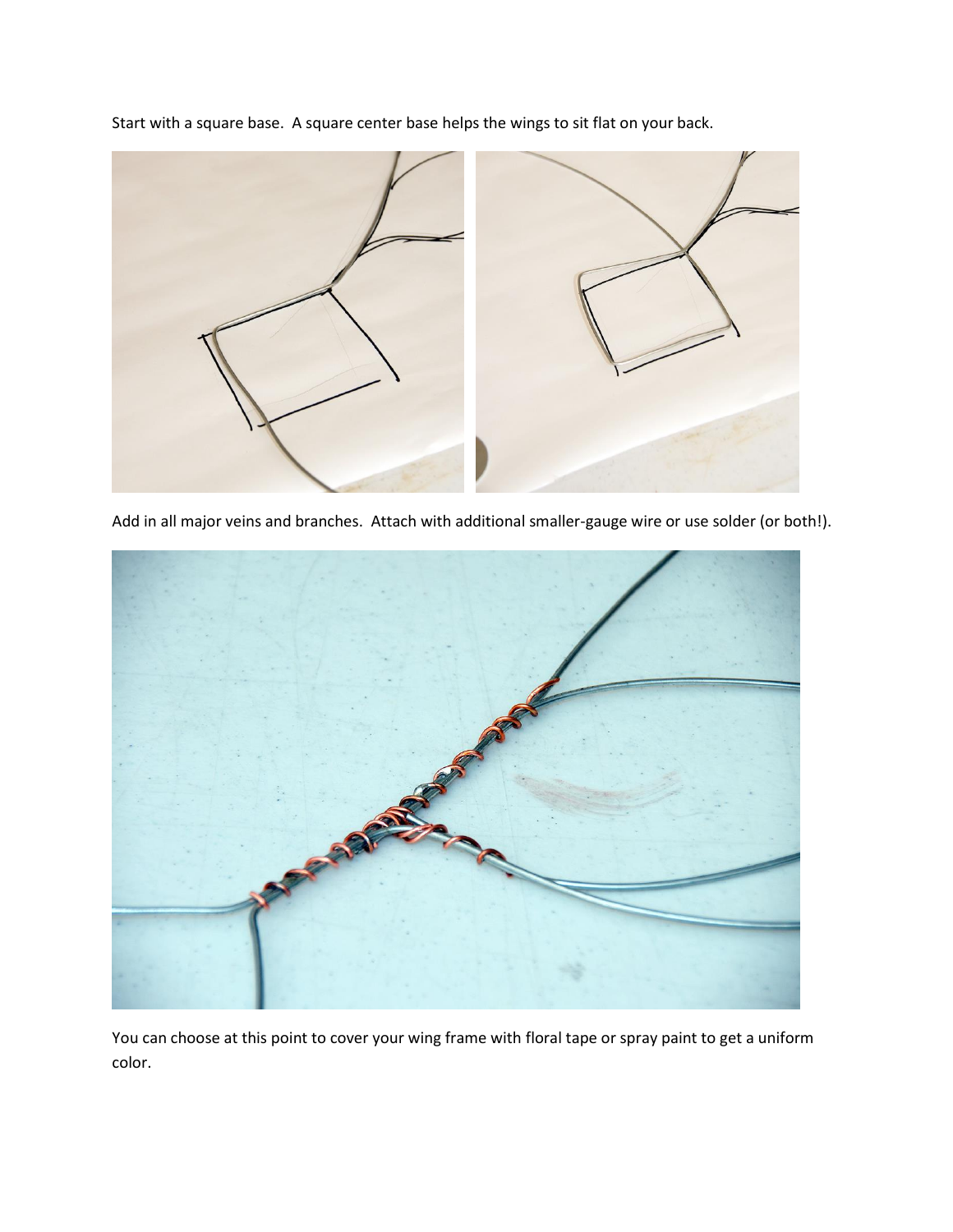Start with a square base. A square center base helps the wings to sit flat on your back.

Add in all major veins and branches. Attach with additional smaller-gauge wire or use solder (or both!).

You can choose at this point to cover your wing frame with floral tape or spray paint to get a uniform color.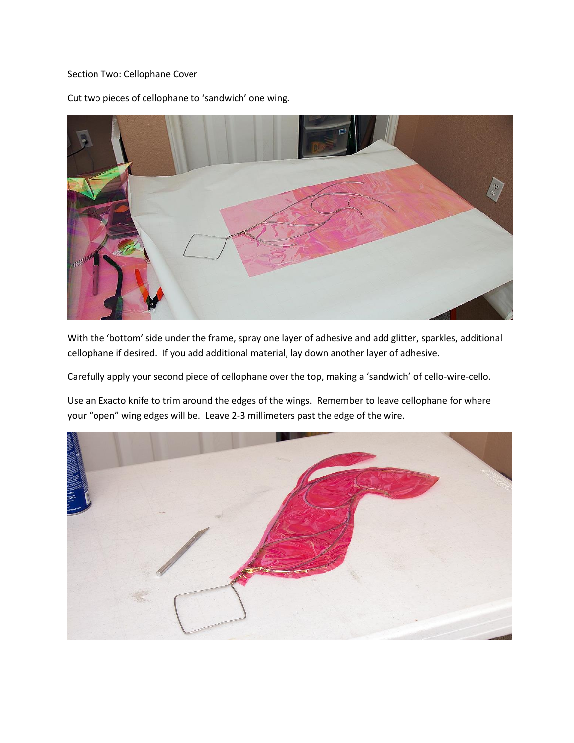Section Two: Cellophane Cover

Cut two pieces of cellophane to 'sandwich' one wing.

With the 'bottom' side under the frame, spray one layer of adhesive and add glitter, sparkles, additional cellophane if desired. If you add additional material, lay down another layer of adhesive.

Carefully apply your second piece of cellophane over the top, making a 'sandwich' of cello-wire-cello.

Use an Exacto knife to trim around the edges of the wings. Remember to leave cellophane for where your "open" wing edges will be. Leave 2-3 millimeters past the edge of the wire.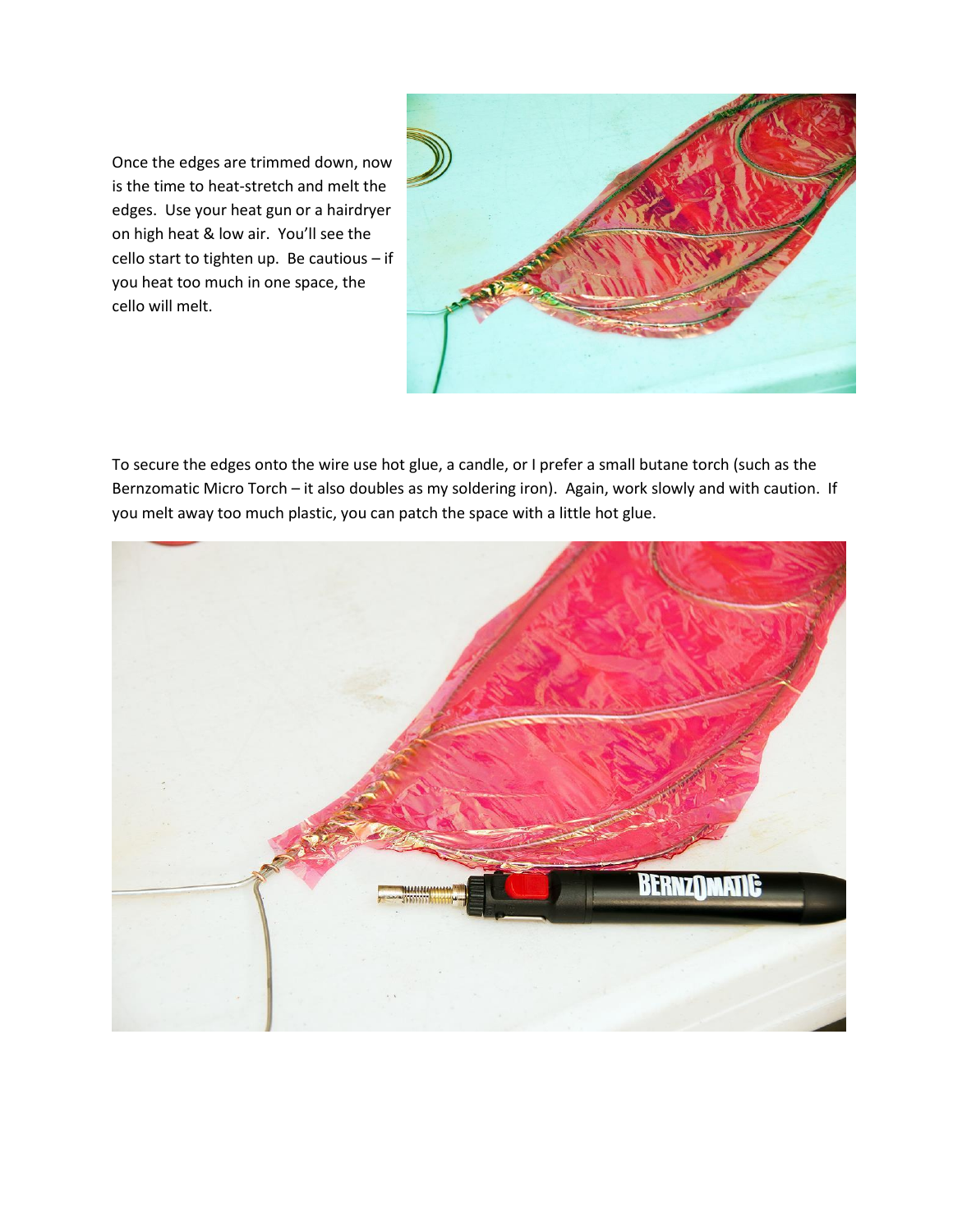Once the edges are trimmed down, now is the time to heat-stretch and melt the edges. Use your heat gun or a hairdryer on high heat & low air. You'll see the cello start to tighten up. Be cautious – if you heat too much in one space, the cello will melt.

To secure the edges onto the wire use hot glue, a candle, or I prefer a small butane torch (such as the Bernzomatic Micro Torch – it also doubles as my soldering iron). Again, work slowly and with caution. If you melt away too much plastic, you can patch the space with a little hot glue.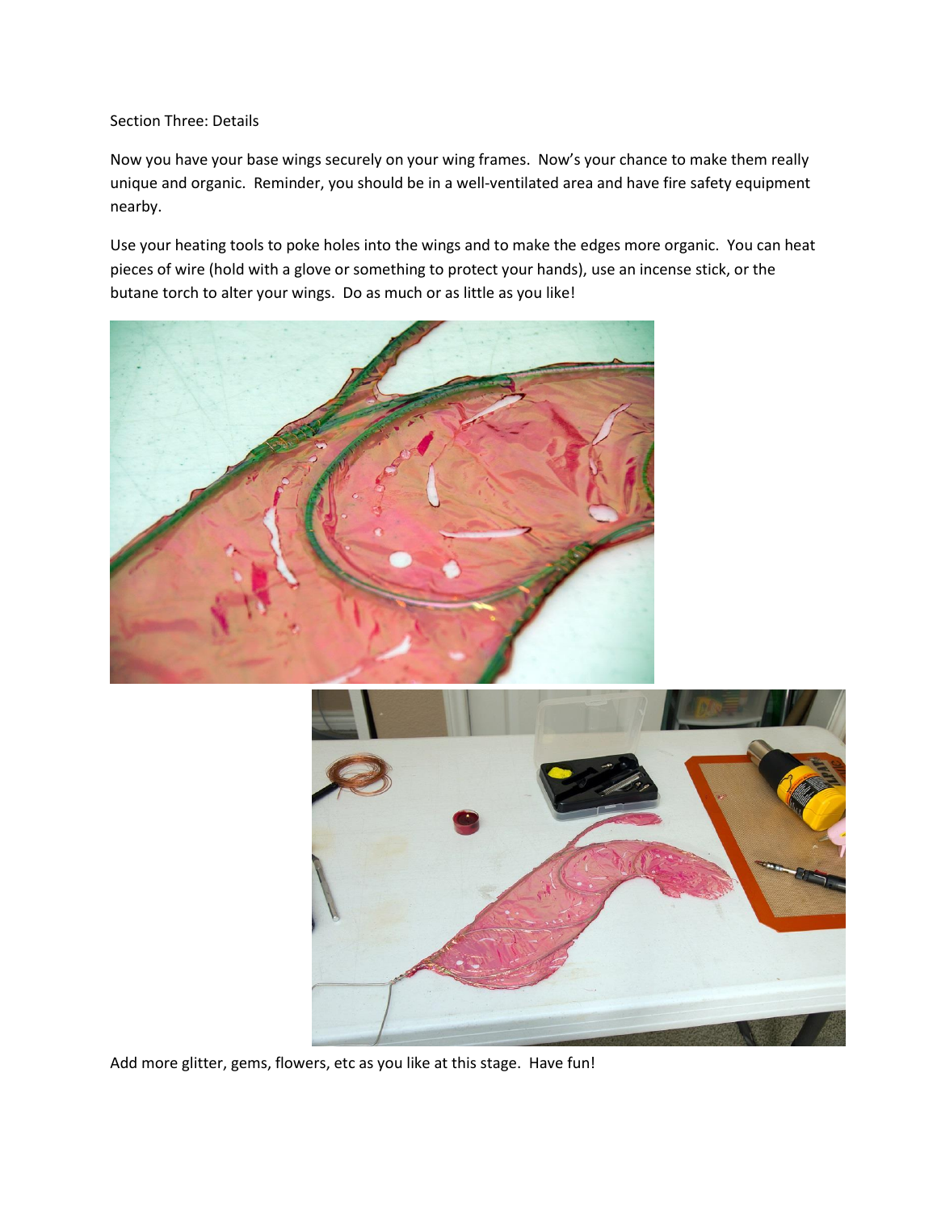Section Three: Details

Now you have your base wings securely on your wing frames. Now's your chance to make them really unique and organic. Reminder, you should be in a well-ventilated area and have fire safety equipment nearby.

Use your heating tools to poke holes into the wings and to make the edges more organic. You can heat pieces of wire (hold with a glove or something to protect your hands), use an incense stick, or the butane torch to alter your wings. Do as much or as little as you like!

Add more glitter, gems, flowers, etc as you like at this stage. Have fun!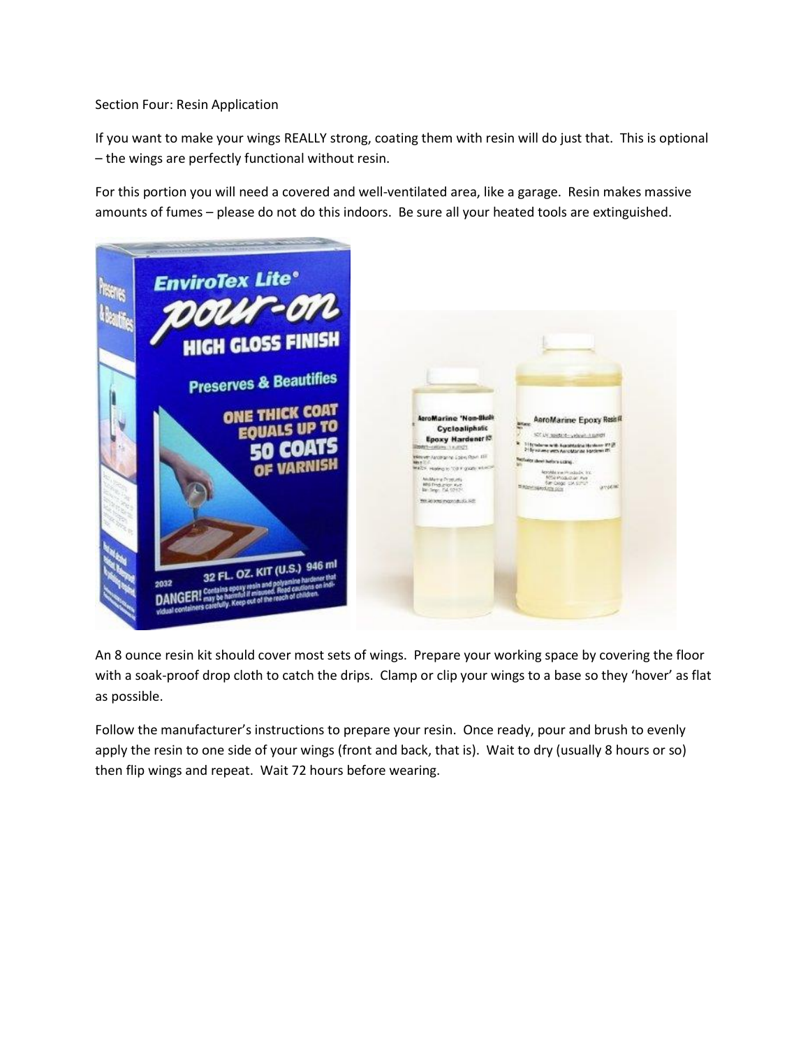Section Four: Resin Application

If you want to make your wings REALLY strong, coating them with resin will do just that. This is optional – the wings are perfectly functional without resin.

For this portion you will need a covered and well-ventilated area, like a garage. Resin makes massive amounts of fumes – please do not do this indoors. Be sure all your heated tools are extinguished.

An 8 ounce resin kit should cover most sets of wings. Prepare your working space by covering the floor with a soak-proof drop cloth to catch the drips. Clamp or clip your wings to a base so they 'hover' as flat as possible.

Follow the manufacturer's instructions to prepare your resin. Once ready, pour and brush to evenly apply the resin to one side of your wings (front and back, that is). Wait to dry (usually 8 hours or so) then flip wings and repeat. Wait 72 hours before wearing.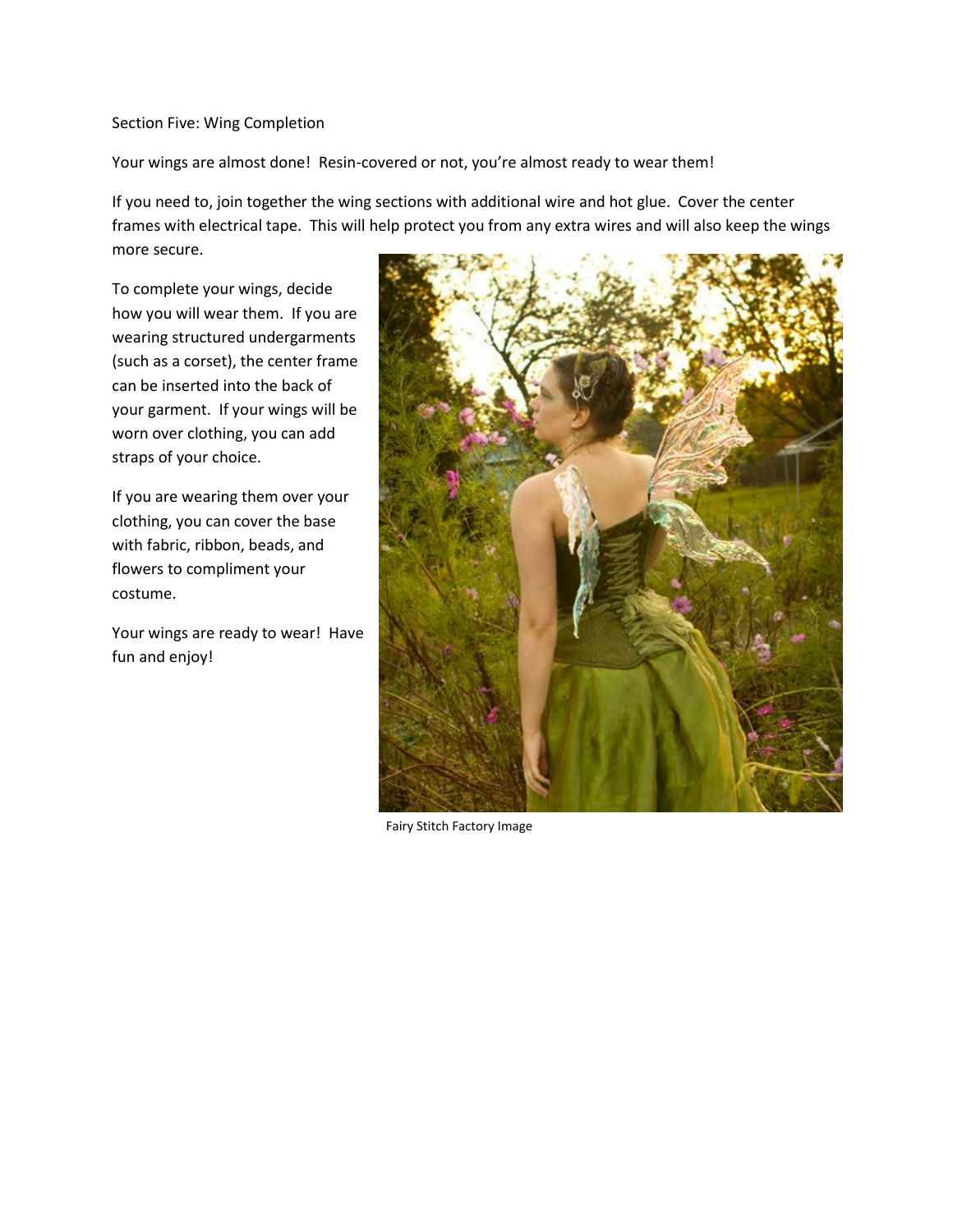## Section Five: Wing Completion

Your wings are almost done! Resin-covered or not, you're almost ready to wear them!

If you need to, join together the wing sections with additional wire and hot glue. Cover the center frames with electrical tape. This will help protect you from any extra wires and will also keep the wings more secure.

To complete your wings, decide how you will wear them. If you are wearing structured undergarments (such as a corset), the center frame can be inserted into the back of your garment. If your wings will be worn over clothing, you can add straps of your choice.

If you are wearing them over your clothing, you can cover the base with fabric, ribbon, beads, and flowers to compliment your costume.

Your wings are ready to wear! Have fun and enjoy!

Fairy Stitch Factory Image